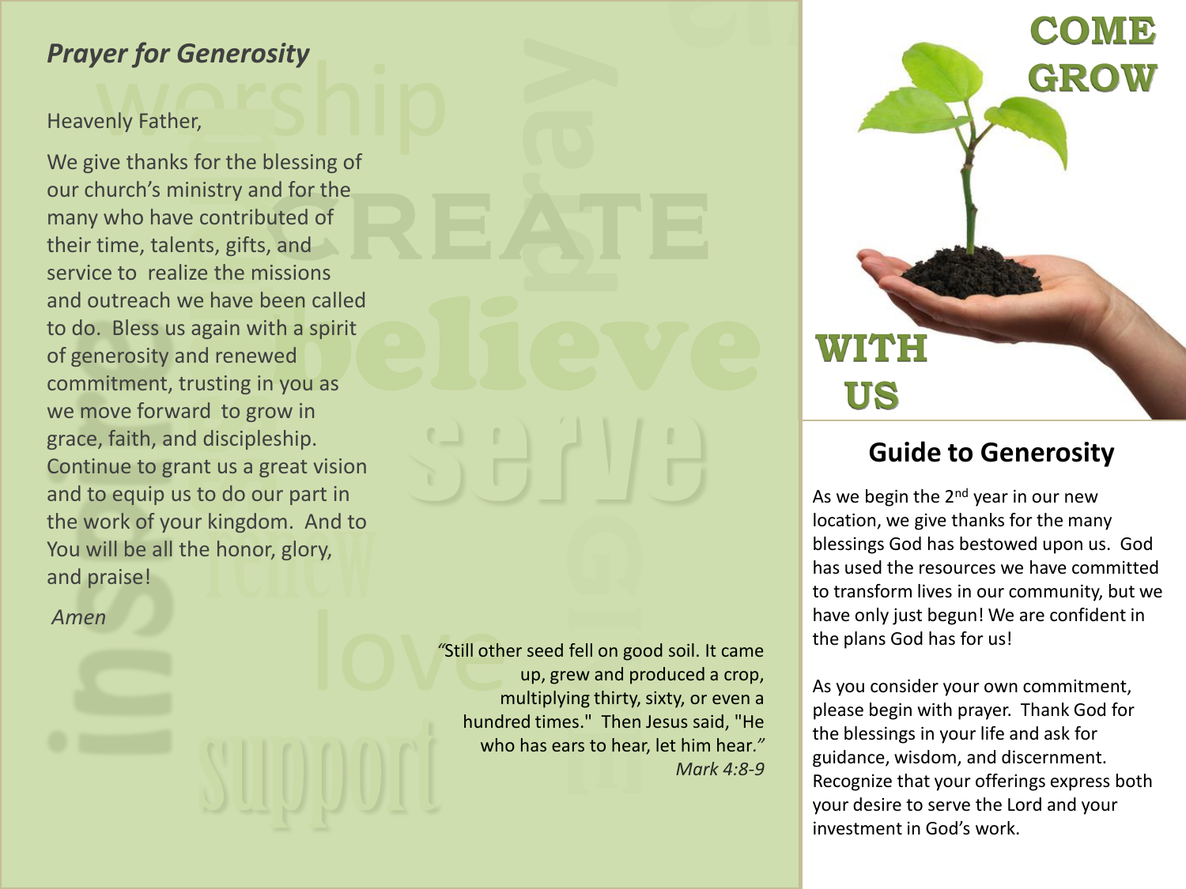## *Prayer for Generosity*

Heavenly Father,

We give thanks for the blessing of our church's ministry and for the many who have contributed of their time, talents, gifts, and service to realize the missions and outreach we have been called to do. Bless us again with a spirit of generosity and renewed commitment, trusting in you as we move forward to grow in grace, faith, and discipleship. Continue to grant us a great vision and to equip us to do our part in the work of your kingdom. And to You will be all the honor, glory, and praise!

*Amen*

"Still other seed fell on good soil. It came up, grew and produced a crop, multiplying thirty, sixty, or even a hundred times." Then Jesus said, "He who has ears to hear, let him hear."
*Mark 4:8-9*

# COME GROW WITH US

## Guide to Generosity

As we begin the 2nd year in our new location, we give thanks for the many blessings God has bestowed upon us. God has used the resources we have committed to transform lives in our community, but we have only just begun! We are confident in the plans God has for us!

As you consider your own commitment, please begin with prayer. Thank God for the blessings in your life and ask for guidance, wisdom, and discernment. Recognize that your offerings express both your desire to serve the Lord and your investment in God's work.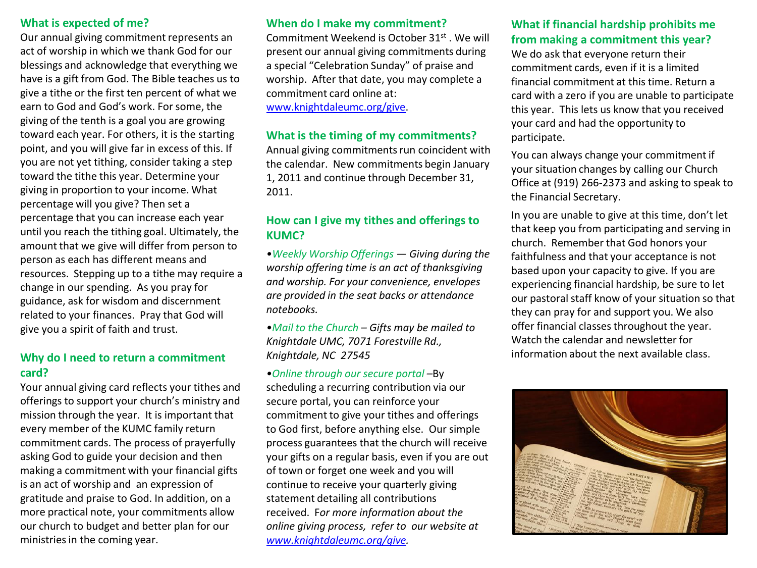## What is expected of me?

Our annual giving commitment represents an act of worship in which we thank God for our blessings and acknowledge that everything we have is a gift from God. The Bible teaches us to give a tithe or the first ten percent of what we earn to God and God's work. For some, the giving of the tenth is a goal you are growing toward each year. For others, it is the starting point, and you will give far in excess of this. If you are not yet tithing, consider taking a step toward the tithe this year. Determine your giving in proportion to your income. What percentage will you give? Then set a percentage that you can increase each year until you reach the tithing goal. Ultimately, the amount that we give will differ from person to person as each has different means and resources. Stepping up to a tithe may require a change in our spending. As you pray for guidance, ask for wisdom and discernment related to your finances. Pray that God will give you a spirit of faith and trust.

## Why do I need to return a commitment card?

Your annual giving card reflects your tithes and offerings to support your church's ministry and mission through the year. It is important that every member of the KUMC family return commitment cards. The process of prayerfully asking God to guide your decision and then making a commitment with your financial gifts is an act of worship and an expression of gratitude and praise to God. In addition, on a more practical note, your commitments allow our church to budget and better plan for our ministries in the coming year.

## When do I make my commitment?

Commitment Weekend is October 31st . We will present our annual giving commitments during a special "Celebration Sunday" of praise and worship. After that date, you may complete a commitment card online at: www.knightdaleumc.org/give.

## What is the timing of my commitments?

Annual giving commitments run coincident with the calendar. New commitments begin January 1, 2011 and continue through December 31, 2011.

## How can I give my tithes and offerings to KUMC?

•*Weekly Worship Offerings — Giving during the worship offering time is an act of thanksgiving and worship. For your convenience, envelopes are provided in the seat backs or attendance notebooks.*

•*Mail to the Church – Gifts may be mailed to Knightdale UMC, 7071 Forestville Rd., Knightdale, NC 27545*

•*Online through our secure portal* –By scheduling a recurring contribution via our secure portal, you can reinforce your commitment to give your tithes and offerings to God first, before anything else. Our simple process guarantees that the church will receive your gifts on a regular basis, even if you are out of town or forget one week and you will continue to receive your quarterly giving statement detailing all contributions received. F*or more information about the online giving process, refer to our website at www.knightdaleumc.org/give.*

## What if financial hardship prohibits me from making a commitment this year?

We do ask that everyone return their commitment cards, even if it is a limited financial commitment at this time. Return a card with a zero if you are unable to participate this year. This lets us know that you received your card and had the opportunity to participate.

You can always change your commitment if your situation changes by calling our Church Office at (919) 266-2373 and asking to speak to the Financial Secretary.

In you are unable to give at this time, don't let that keep you from participating and serving in church. Remember that God honors your faithfulness and that your acceptance is not based upon your capacity to give. If you are experiencing financial hardship, be sure to let our pastoral staff know of your situation so that they can pray for and support you. We also offer financial classes throughout the year. Watch the calendar and newsletter for information about the next available class.